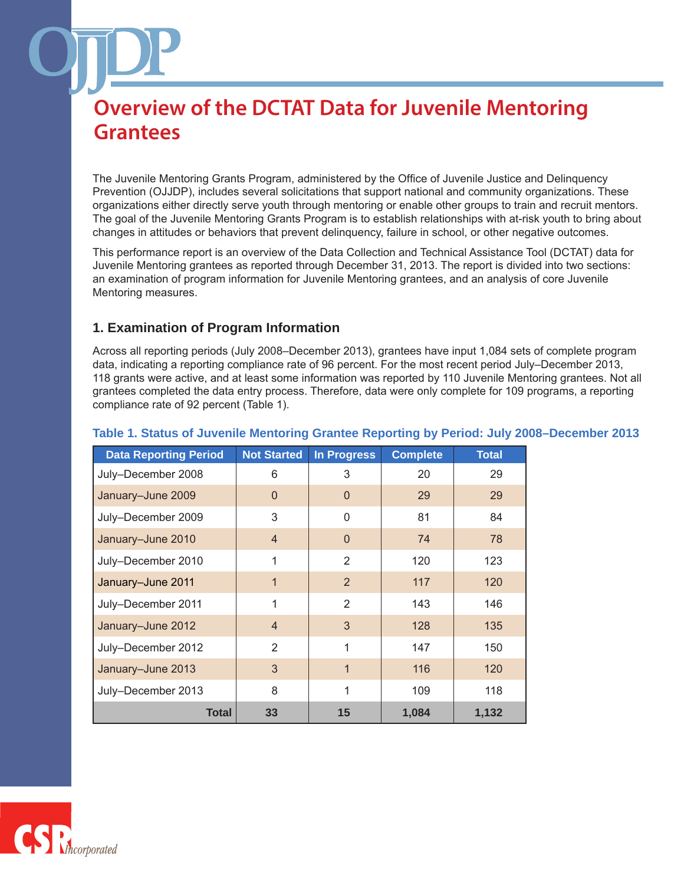# Overview of the DCTAT Data for Juvenile Mentoring Grantees

The Juvenile Mentoring Grants Program, administered by the Office of Juvenile Justice and Delinquency Prevention (OJJDP), includes several solicitations that support national and community organizations. These organizations either directly serve youth through mentoring or enable other groups to train and recruit mentors. The goal of the Juvenile Mentoring Grants Program is to establish relationships with at-risk youth to bring about changes in attitudes or behaviors that prevent delinquency, failure in school, or other negative outcomes.

This performance report is an overview of the Data Collection and Technical Assistance Tool (DCTAT) data for Juvenile Mentoring grantees as reported through December 31, 2013. The report is divided into two sections: an examination of program information for Juvenile Mentoring grantees, and an analysis of core Juvenile Mentoring measures.

## 1. Examination of Program Information

Across all reporting periods (July 2008–December 2013), grantees have input 1,084 sets of complete program data, indicating a reporting compliance rate of 96 percent. For the most recent period July–December 2013, 118 grants were active, and at least some information was reported by 110 Juvenile Mentoring grantees. Not all grantees completed the data entry process. Therefore, data were only complete for 109 programs, a reporting compliance rate of 92 percent (Table 1).

**Table 1. Status of Juvenile Mentoring Grantee Reporting by Period: July 2008–December 2013**

| Data Reporting Period | Not Started | In Progress | Complete | Total |
|---|---|---|---|---|
| July–December 2008 | 6 | 3 | 20 | 29 |
| January–June 2009 | 0 | 0 | 29 | 29 |
| July–December 2009 | 3 | 0 | 81 | 84 |
| January–June 2010 | 4 | 0 | 74 | 78 |
| July–December 2010 | 1 | 2 | 120 | 123 |
| January–June 2011 | 1 | 2 | 117 | 120 |
| July–December 2011 | 1 | 2 | 143 | 146 |
| January–June 2012 | 4 | 3 | 128 | 135 |
| July–December 2012 | 2 | 1 | 147 | 150 |
| January–June 2013 | 3 | 1 | 116 | 120 |
| July–December 2013 | 8 | 1 | 109 | 118 |
| **Total** | **33** | **15** | **1,084** | **1,132** |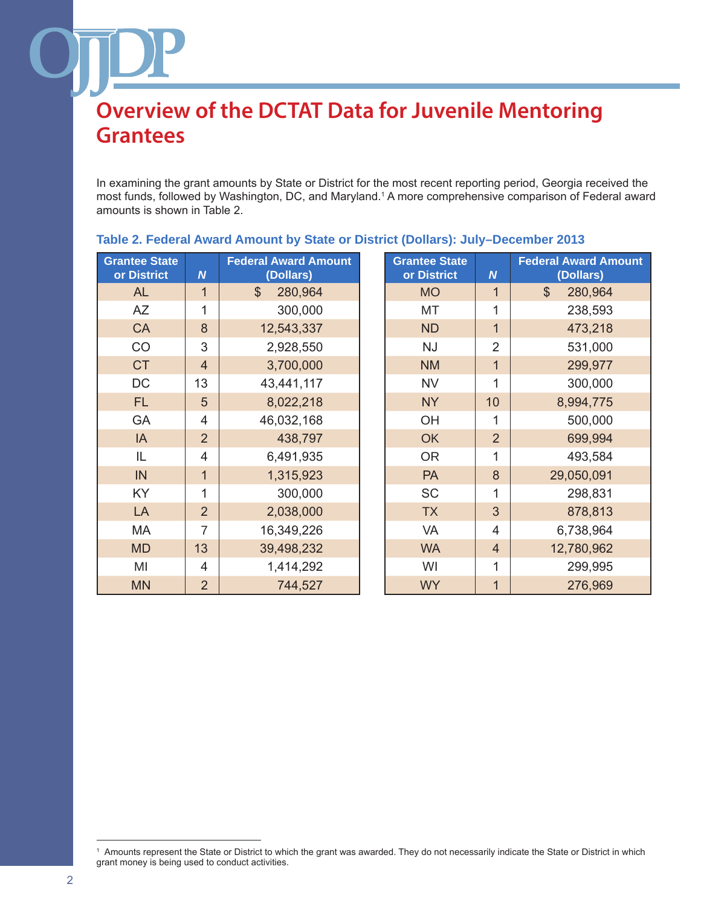# Overview of the DCTAT Data for Juvenile Mentoring Grantees

In examining the grant amounts by State or District for the most recent reporting period, Georgia received the most funds, followed by Washington, DC, and Maryland.[1] A more comprehensive comparison of Federal award amounts is shown in Table 2.

**Table 2. Federal Award Amount by State or District (Dollars): July–December 2013**

| Grantee State or District | *N* | Federal Award Amount (Dollars) |
|---|---|---|
| AL | 1 | $ 280,964 |
| AZ | 1 | 300,000 |
| CA | 8 | 12,543,337 |
| CO | 3 | 2,928,550 |
| CT | 4 | 3,700,000 |
| DC | 13 | 43,441,117 |
| FL | 5 | 8,022,218 |
| GA | 4 | 46,032,168 |
| IA | 2 | 438,797 |
| IL | 4 | 6,491,935 |
| IN | 1 | 1,315,923 |
| KY | 1 | 300,000 |
| LA | 2 | 2,038,000 |
| MA | 7 | 16,349,226 |
| MD | 13 | 39,498,232 |
| MI | 4 | 1,414,292 |
| MN | 2 | 744,527 |
| MO | 1 | $ 280,964 |
| MT | 1 | 238,593 |
| ND | 1 | 473,218 |
| NJ | 2 | 531,000 |
| NM | 1 | 299,977 |
| NV | 1 | 300,000 |
| NY | 10 | 8,994,775 |
| OH | 1 | 500,000 |
| OK | 2 | 699,994 |
| OR | 1 | 493,584 |
| PA | 8 | 29,050,091 |
| SC | 1 | 298,831 |
| TX | 3 | 878,813 |
| VA | 4 | 6,738,964 |
| WA | 4 | 12,780,962 |
| WI | 1 | 299,995 |
| WY | 1 | 276,969 |

[1] Amounts represent the State or District to which the grant was awarded. They do not necessarily indicate the State or District in which grant money is being used to conduct activities.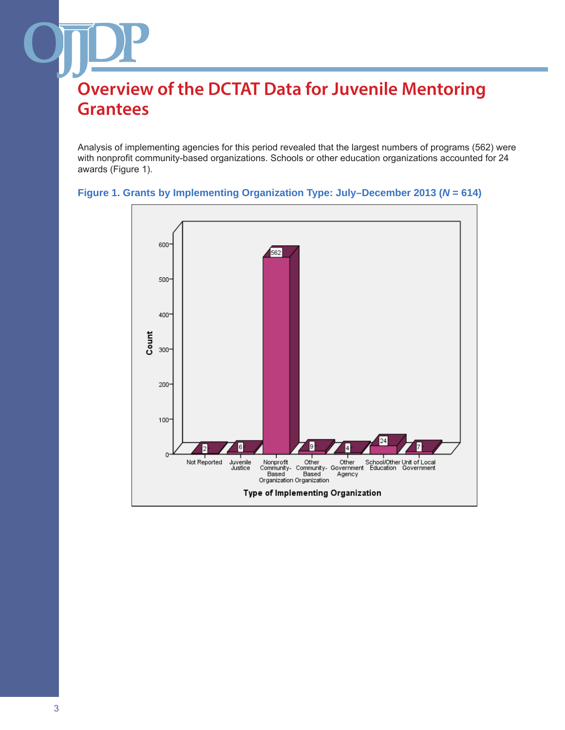# Overview of the DCTAT Data for Juvenile Mentoring Grantees

Analysis of implementing agencies for this period revealed that the largest numbers of programs (562) were with nonprofit community-based organizations. Schools or other education organizations accounted for 24 awards (Figure 1).

**Figure 1. Grants by Implementing Organization Type: July–December 2013 (*N* = 614)**

| Type of Implementing Organization | Count |
|---|---|
| Not Reported | 2 |
| Juvenile Justice | 6 |
| Nonprofit Community-Based Organization | 562 |
| Other Community-Based Organization | 9 |
| Other Government Agency | 4 |
| School/Other Education | 24 |
| Unit of Local Government | 7 |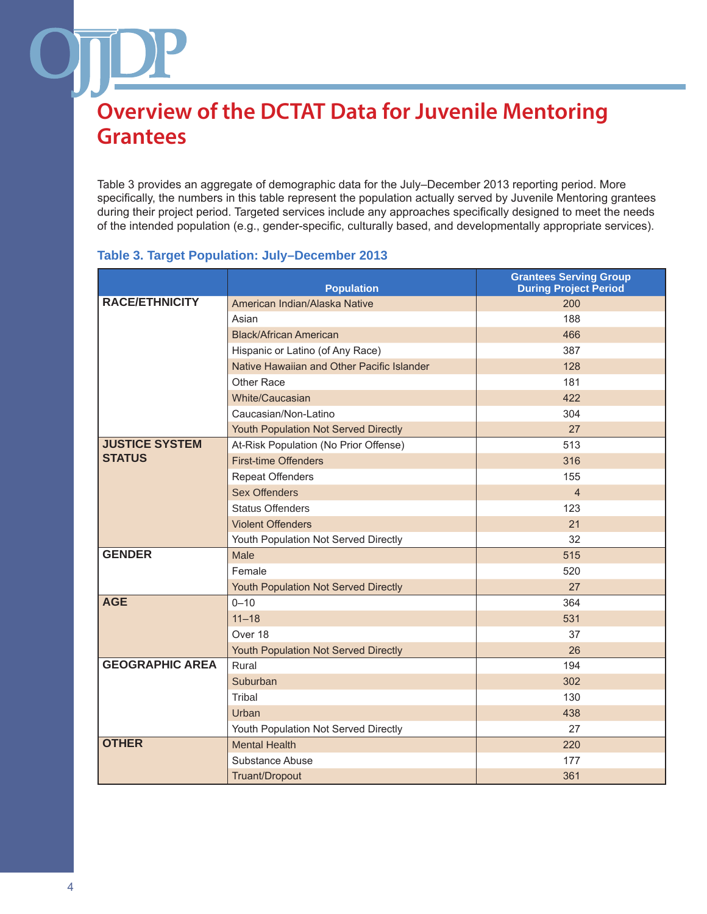# Overview of the DCTAT Data for Juvenile Mentoring Grantees

Table 3 provides an aggregate of demographic data for the July–December 2013 reporting period. More specifically, the numbers in this table represent the population actually served by Juvenile Mentoring grantees during their project period. Targeted services include any approaches specifically designed to meet the needs of the intended population (e.g., gender-specific, culturally based, and developmentally appropriate services).

**Table 3. Target Population: July–December 2013**

| | Population | Grantees Serving Group During Project Period |
|---|---|---|
| **RACE/ETHNICITY** | American Indian/Alaska Native | 200 |
| | Asian | 188 |
| | Black/African American | 466 |
| | Hispanic or Latino (of Any Race) | 387 |
| | Native Hawaiian and Other Pacific Islander | 128 |
| | Other Race | 181 |
| | White/Caucasian | 422 |
| | Caucasian/Non-Latino | 304 |
| | Youth Population Not Served Directly | 27 |
| **JUSTICE SYSTEM STATUS** | At-Risk Population (No Prior Offense) | 513 |
| | First-time Offenders | 316 |
| | Repeat Offenders | 155 |
| | Sex Offenders | 4 |
| | Status Offenders | 123 |
| | Violent Offenders | 21 |
| | Youth Population Not Served Directly | 32 |
| **GENDER** | Male | 515 |
| | Female | 520 |
| | Youth Population Not Served Directly | 27 |
| **AGE** | 0–10 | 364 |
| | 11–18 | 531 |
| | Over 18 | 37 |
| | Youth Population Not Served Directly | 26 |
| **GEOGRAPHIC AREA** | Rural | 194 |
| | Suburban | 302 |
| | Tribal | 130 |
| | Urban | 438 |
| | Youth Population Not Served Directly | 27 |
| **OTHER** | Mental Health | 220 |
| | Substance Abuse | 177 |
| | Truant/Dropout | 361 |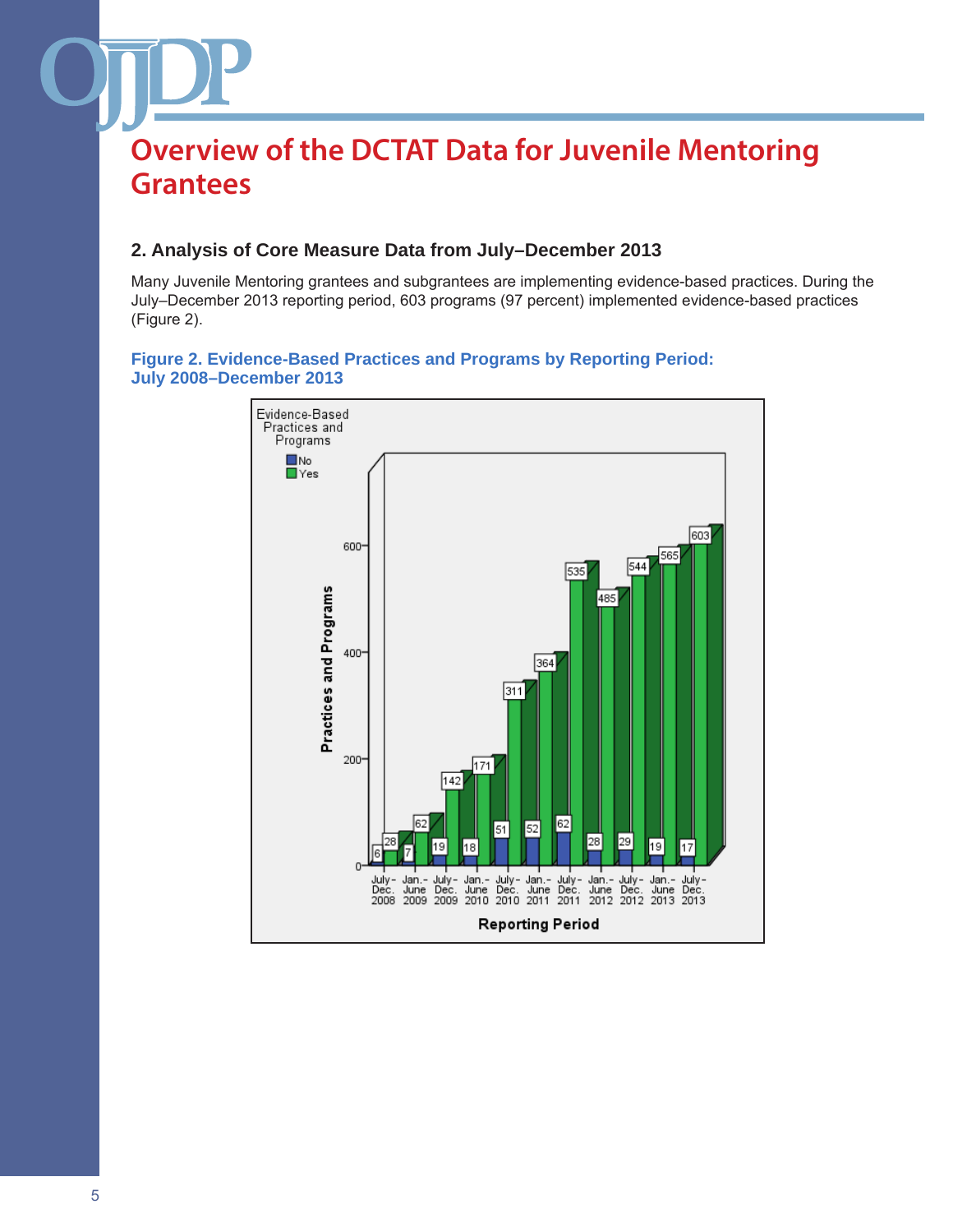# Overview of the DCTAT Data for Juvenile Mentoring Grantees

### 2. Analysis of Core Measure Data from July–December 2013

Many Juvenile Mentoring grantees and subgrantees are implementing evidence-based practices. During the July–December 2013 reporting period, 603 programs (97 percent) implemented evidence-based practices (Figure 2).

**Figure 2. Evidence-Based Practices and Programs by Reporting Period: July 2008–December 2013**

| Reporting Period | No | Yes |
|---|---|---|
| July–Dec. 2008 | 6 | 28 |
| Jan.–June 2009 | 7 | 62 |
| July–Dec. 2009 | 19 | 142 |
| Jan.–June 2010 | 18 | 171 |
| July–Dec. 2010 | 51 | 311 |
| Jan.–June 2011 | 52 | 364 |
| July–Dec. 2011 | 62 | 535 |
| Jan.–June 2012 | 28 | 485 |
| July–Dec. 2012 | 29 | 544 |
| Jan.–June 2013 | 19 | 565 |
| July–Dec. 2013 | 17 | 603 |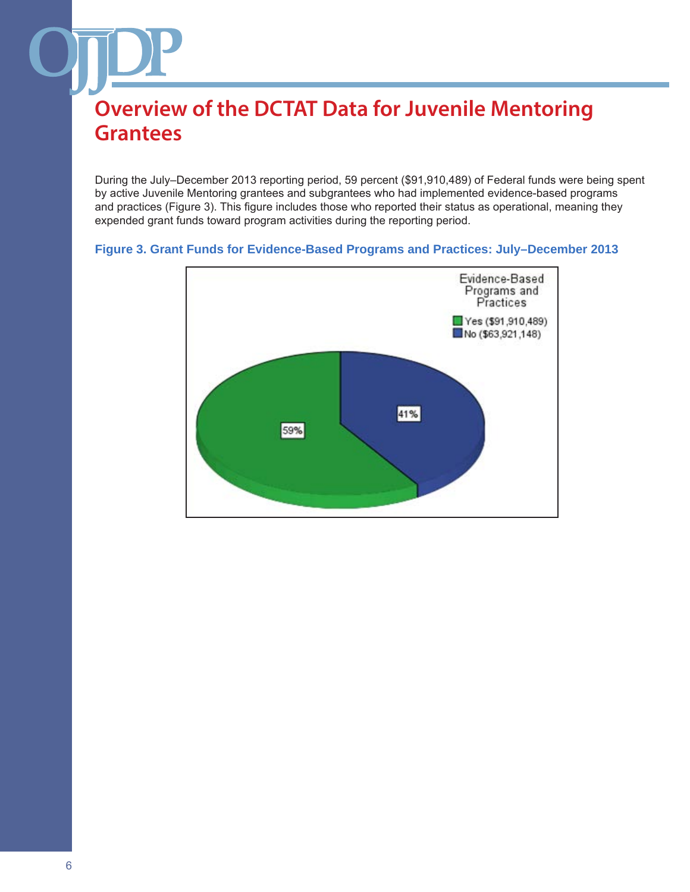# Overview of the DCTAT Data for Juvenile Mentoring Grantees

During the July–December 2013 reporting period, 59 percent ($91,910,489) of Federal funds were being spent by active Juvenile Mentoring grantees and subgrantees who had implemented evidence-based programs and practices (Figure 3). This figure includes those who reported their status as operational, meaning they expended grant funds toward program activities during the reporting period.

**Figure 3. Grant Funds for Evidence-Based Programs and Practices: July–December 2013**

Evidence-Based Programs and Practices

- Yes ($91,910,489): 59%
- No ($63,921,148): 41%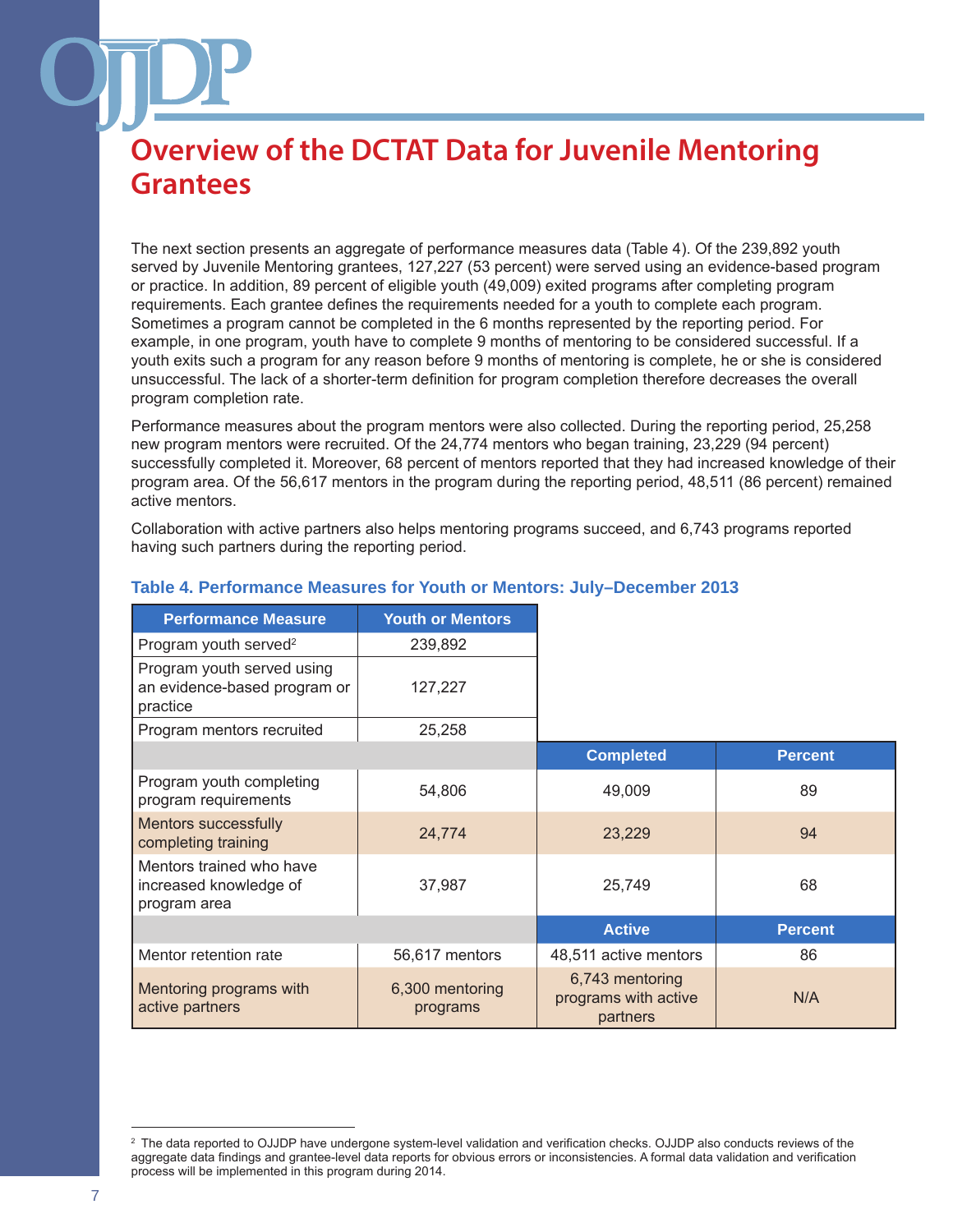# Overview of the DCTAT Data for Juvenile Mentoring Grantees

The next section presents an aggregate of performance measures data (Table 4). Of the 239,892 youth served by Juvenile Mentoring grantees, 127,227 (53 percent) were served using an evidence-based program or practice. In addition, 89 percent of eligible youth (49,009) exited programs after completing program requirements. Each grantee defines the requirements needed for a youth to complete each program. Sometimes a program cannot be completed in the 6 months represented by the reporting period. For example, in one program, youth have to complete 9 months of mentoring to be considered successful. If a youth exits such a program for any reason before 9 months of mentoring is complete, he or she is considered unsuccessful. The lack of a shorter-term definition for program completion therefore decreases the overall program completion rate.

Performance measures about the program mentors were also collected. During the reporting period, 25,258 new program mentors were recruited. Of the 24,774 mentors who began training, 23,229 (94 percent) successfully completed it. Moreover, 68 percent of mentors reported that they had increased knowledge of their program area. Of the 56,617 mentors in the program during the reporting period, 48,511 (86 percent) remained active mentors.

Collaboration with active partners also helps mentoring programs succeed, and 6,743 programs reported having such partners during the reporting period.

**Table 4. Performance Measures for Youth or Mentors: July–December 2013**

| Performance Measure | Youth or Mentors | | |
|---|---|---|---|
| Program youth served[2] | 239,892 | | |
| Program youth served using an evidence-based program or practice | 127,227 | | |
| Program mentors recruited | 25,258 | | |
| | | **Completed** | **Percent** |
| Program youth completing program requirements | 54,806 | 49,009 | 89 |
| Mentors successfully completing training | 24,774 | 23,229 | 94 |
| Mentors trained who have increased knowledge of program area | 37,987 | 25,749 | 68 |
| | | **Active** | **Percent** |
| Mentor retention rate | 56,617 mentors | 48,511 active mentors | 86 |
| Mentoring programs with active partners | 6,300 mentoring programs | 6,743 mentoring programs with active partners | N/A |

[2] The data reported to OJJDP have undergone system-level validation and verification checks. OJJDP also conducts reviews of the aggregate data findings and grantee-level data reports for obvious errors or inconsistencies. A formal data validation and verification process will be implemented in this program during 2014.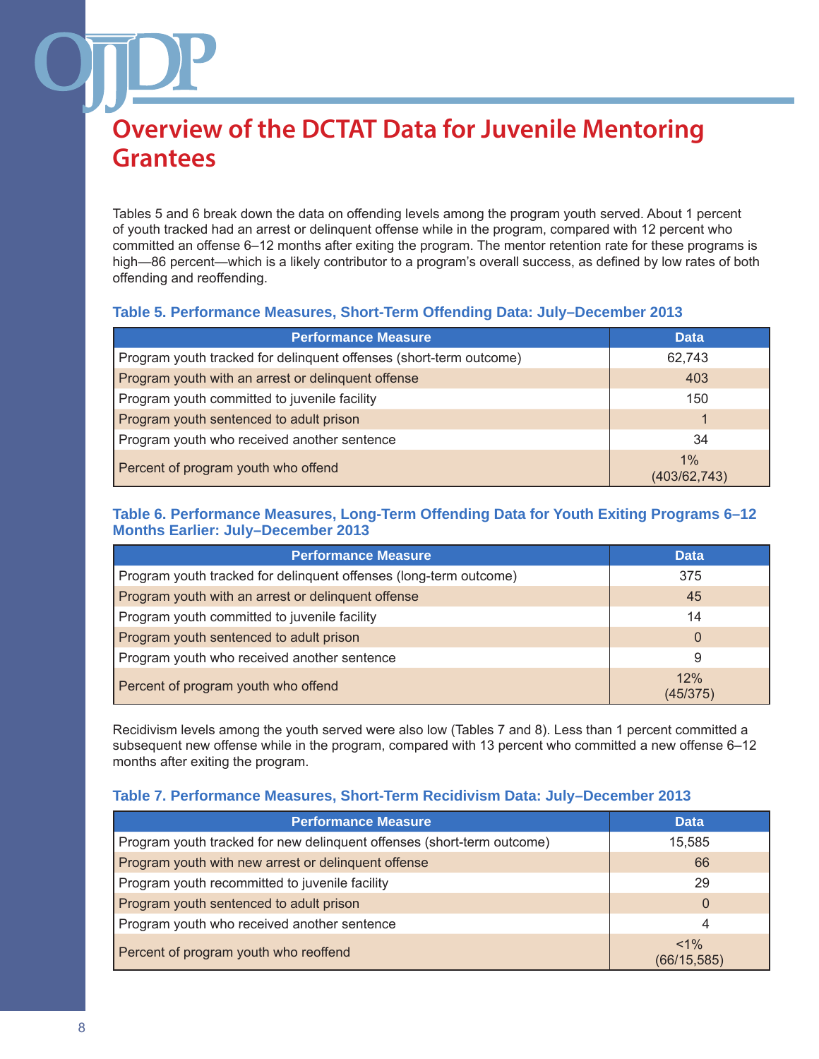# Overview of the DCTAT Data for Juvenile Mentoring Grantees

Tables 5 and 6 break down the data on offending levels among the program youth served. About 1 percent of youth tracked had an arrest or delinquent offense while in the program, compared with 12 percent who committed an offense 6–12 months after exiting the program. The mentor retention rate for these programs is high—86 percent—which is a likely contributor to a program's overall success, as defined by low rates of both offending and reoffending.

### Table 5. Performance Measures, Short-Term Offending Data: July–December 2013

| Performance Measure | Data |
|---|---|
| Program youth tracked for delinquent offenses (short-term outcome) | 62,743 |
| Program youth with an arrest or delinquent offense | 403 |
| Program youth committed to juvenile facility | 150 |
| Program youth sentenced to adult prison | 1 |
| Program youth who received another sentence | 34 |
| Percent of program youth who offend | 1% (403/62,743) |

### Table 6. Performance Measures, Long-Term Offending Data for Youth Exiting Programs 6–12 Months Earlier: July–December 2013

| Performance Measure | Data |
|---|---|
| Program youth tracked for delinquent offenses (long-term outcome) | 375 |
| Program youth with an arrest or delinquent offense | 45 |
| Program youth committed to juvenile facility | 14 |
| Program youth sentenced to adult prison | 0 |
| Program youth who received another sentence | 9 |
| Percent of program youth who offend | 12% (45/375) |

Recidivism levels among the youth served were also low (Tables 7 and 8). Less than 1 percent committed a subsequent new offense while in the program, compared with 13 percent who committed a new offense 6–12 months after exiting the program.

### Table 7. Performance Measures, Short-Term Recidivism Data: July–December 2013

| Performance Measure | Data |
|---|---|
| Program youth tracked for new delinquent offenses (short-term outcome) | 15,585 |
| Program youth with new arrest or delinquent offense | 66 |
| Program youth recommitted to juvenile facility | 29 |
| Program youth sentenced to adult prison | 0 |
| Program youth who received another sentence | 4 |
| Percent of program youth who reoffend | <1% (66/15,585) |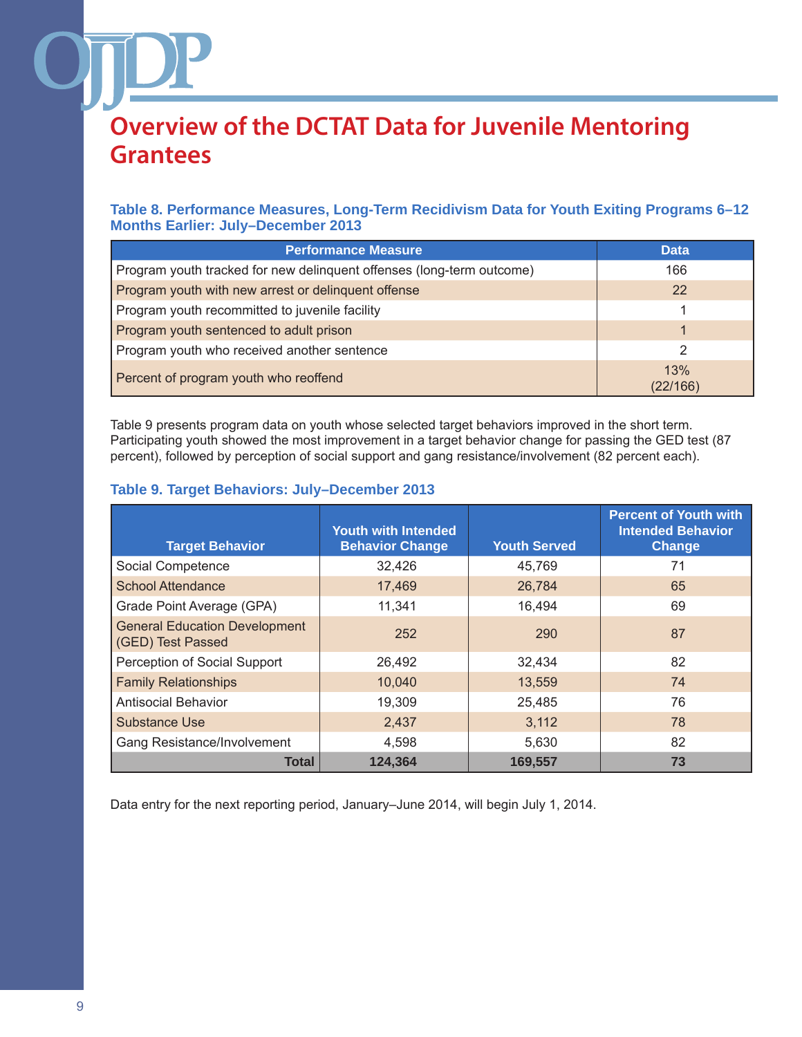# Overview of the DCTAT Data for Juvenile Mentoring Grantees

### Table 8. Performance Measures, Long-Term Recidivism Data for Youth Exiting Programs 6–12 Months Earlier: July–December 2013

| Performance Measure | Data |
|---|---|
| Program youth tracked for new delinquent offenses (long-term outcome) | 166 |
| Program youth with new arrest or delinquent offense | 22 |
| Program youth recommitted to juvenile facility | 1 |
| Program youth sentenced to adult prison | 1 |
| Program youth who received another sentence | 2 |
| Percent of program youth who reoffend | 13% (22/166) |

Table 9 presents program data on youth whose selected target behaviors improved in the short term. Participating youth showed the most improvement in a target behavior change for passing the GED test (87 percent), followed by perception of social support and gang resistance/involvement (82 percent each).

### Table 9. Target Behaviors: July–December 2013

| Target Behavior | Youth with Intended Behavior Change | Youth Served | Percent of Youth with Intended Behavior Change |
|---|---|---|---|
| Social Competence | 32,426 | 45,769 | 71 |
| School Attendance | 17,469 | 26,784 | 65 |
| Grade Point Average (GPA) | 11,341 | 16,494 | 69 |
| General Education Development (GED) Test Passed | 252 | 290 | 87 |
| Perception of Social Support | 26,492 | 32,434 | 82 |
| Family Relationships | 10,040 | 13,559 | 74 |
| Antisocial Behavior | 19,309 | 25,485 | 76 |
| Substance Use | 2,437 | 3,112 | 78 |
| Gang Resistance/Involvement | 4,598 | 5,630 | 82 |
| **Total** | **124,364** | **169,557** | **73** |

Data entry for the next reporting period, January–June 2014, will begin July 1, 2014.